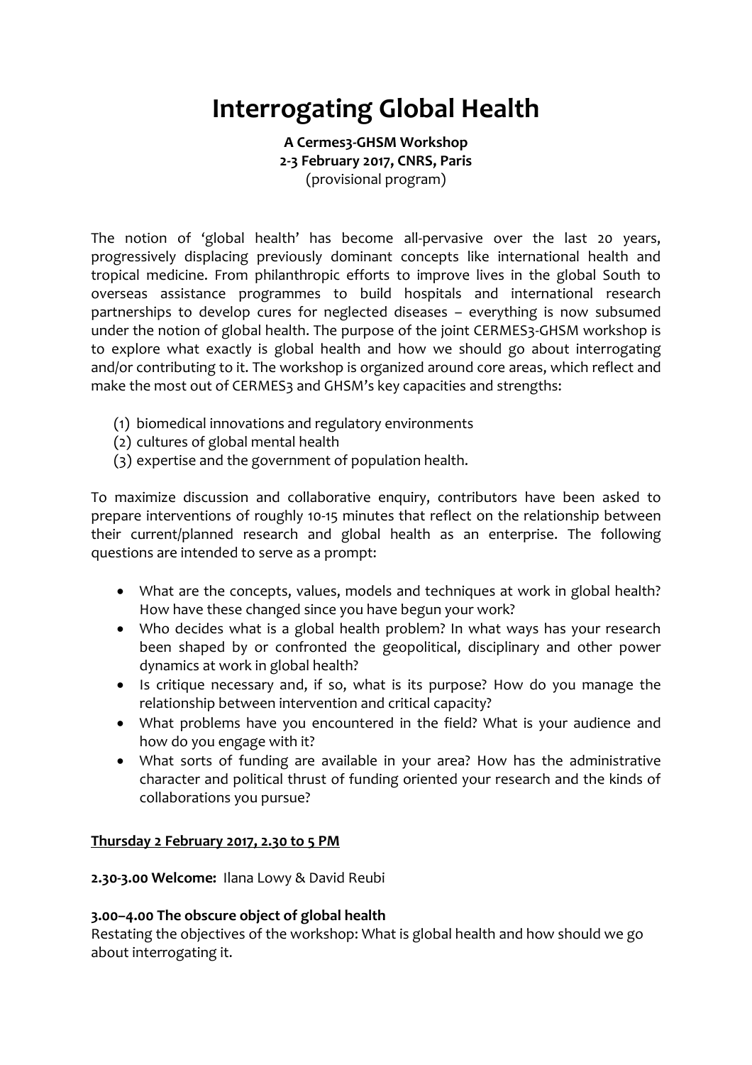# Interrogating Global Health

**A Cermes3-GHSM Workshop**
**2-3 February 2017, CNRS, Paris**
(provisional program)

The notion of 'global health' has become all-pervasive over the last 20 years, progressively displacing previously dominant concepts like international health and tropical medicine. From philanthropic efforts to improve lives in the global South to overseas assistance programmes to build hospitals and international research partnerships to develop cures for neglected diseases – everything is now subsumed under the notion of global health. The purpose of the joint CERMES3-GHSM workshop is to explore what exactly is global health and how we should go about interrogating and/or contributing to it. The workshop is organized around core areas, which reflect and make the most out of CERMES3 and GHSM's key capacities and strengths:

(1) biomedical innovations and regulatory environments
(2) cultures of global mental health
(3) expertise and the government of population health.

To maximize discussion and collaborative enquiry, contributors have been asked to prepare interventions of roughly 10-15 minutes that reflect on the relationship between their current/planned research and global health as an enterprise. The following questions are intended to serve as a prompt:

- What are the concepts, values, models and techniques at work in global health? How have these changed since you have begun your work?
- Who decides what is a global health problem? In what ways has your research been shaped by or confronted the geopolitical, disciplinary and other power dynamics at work in global health?
- Is critique necessary and, if so, what is its purpose? How do you manage the relationship between intervention and critical capacity?
- What problems have you encountered in the field? What is your audience and how do you engage with it?
- What sorts of funding are available in your area? How has the administrative character and political thrust of funding oriented your research and the kinds of collaborations you pursue?

**Thursday 2 February 2017, 2.30 to 5 PM**

**2.30-3.00 Welcome:** Ilana Lowy & David Reubi

**3.00–4.00 The obscure object of global health**
Restating the objectives of the workshop: What is global health and how should we go about interrogating it.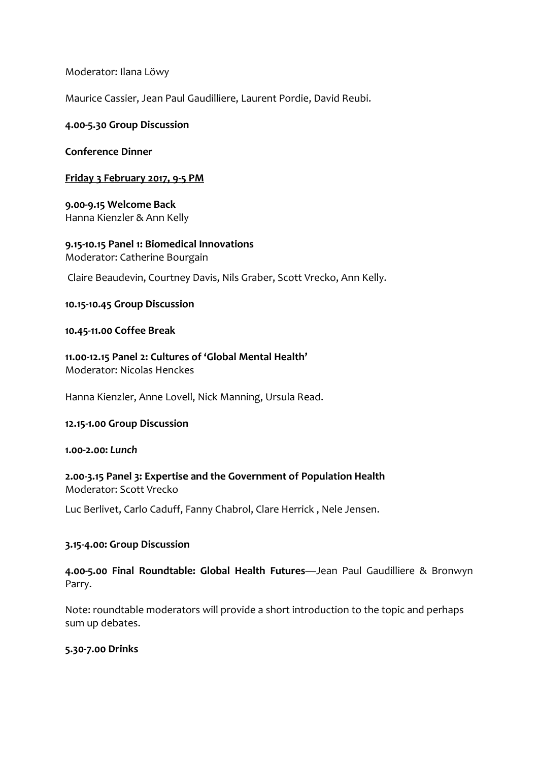Moderator: Ilana Löwy

Maurice Cassier, Jean Paul Gaudilliere, Laurent Pordie, David Reubi.

**4.00-5.30 Group Discussion**

**Conference Dinner**

**Friday 3 February 2017, 9-5 PM**

**9.00-9.15 Welcome Back**
Hanna Kienzler & Ann Kelly

**9.15-10.15 Panel 1: Biomedical Innovations**
Moderator: Catherine Bourgain

Claire Beaudevin, Courtney Davis, Nils Graber, Scott Vrecko, Ann Kelly.

**10.15-10.45 Group Discussion**

**10.45-11.00 Coffee Break**

**11.00-12.15 Panel 2: Cultures of 'Global Mental Health'**
Moderator: Nicolas Henckes

Hanna Kienzler, Anne Lovell, Nick Manning, Ursula Read.

**12.15-1.00 Group Discussion**

**1.00-2.00:** ***Lunch***

**2.00-3.15 Panel 3: Expertise and the Government of Population Health**
Moderator: Scott Vrecko

Luc Berlivet, Carlo Caduff, Fanny Chabrol, Clare Herrick , Nele Jensen.

**3.15-4.00: Group Discussion**

**4.00-5.00 Final Roundtable: Global Health Futures**—Jean Paul Gaudilliere & Bronwyn Parry.

Note: roundtable moderators will provide a short introduction to the topic and perhaps sum up debates.

**5.30-7.00 Drinks**